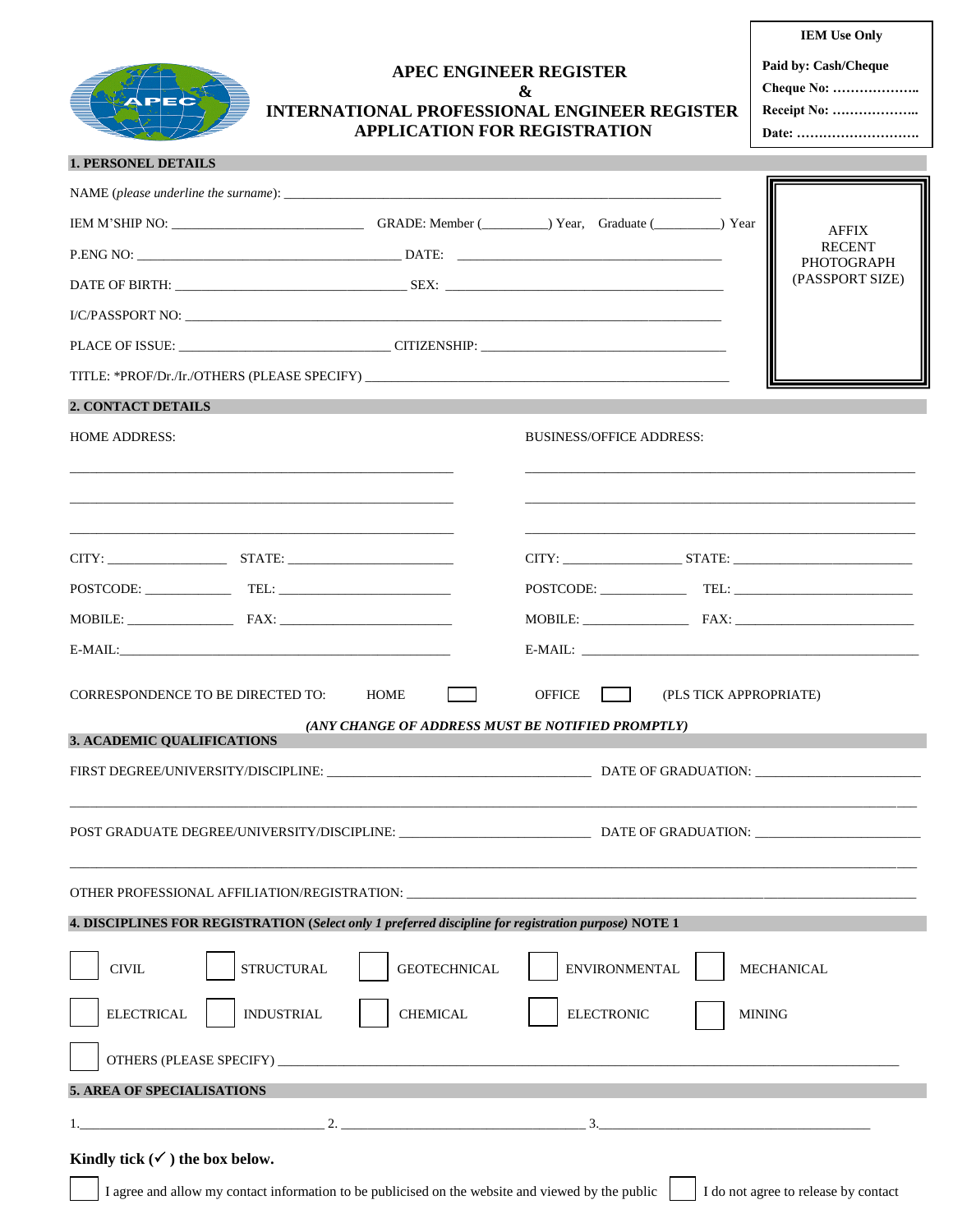**IEM Use Only**

**Paid by: Cash/Cheque**
**Cheque No: ………………..**
**Receipt No: ………………..**
**Date: ………………………..**

# APEC ENGINEER REGISTER
# &
# INTERNATIONAL PROFESSIONAL ENGINEER REGISTER
# APPLICATION FOR REGISTRATION

## 1. PERSONEL DETAILS

NAME (*please underline the surname*): ____________________________________________________________

IEM M'SHIP NO: ___________________________ GRADE: Member (_________) Year, Graduate (_________) Year

P.ENG NO: _____________________________________ DATE: _____________________________________

DATE OF BIRTH: _________________________________ SEX: _______________________________________

I/C/PASSPORT NO: ______________________________________________________________________

PLACE OF ISSUE: ______________________________ CITIZENSHIP: ____________________________________

TITLE: *PROF/Dr./Ir./OTHERS (PLEASE SPECIFY) _______________________________________________________

AFFIX RECENT PHOTOGRAPH (PASSPORT SIZE)

## 2. CONTACT DETAILS

HOME ADDRESS:

_______________________________________________________
_______________________________________________________
_______________________________________________________

CITY: _________________ STATE: _______________________

POSTCODE: ____________ TEL: ________________________

MOBILE: _______________ FAX: _________________________

E-MAIL:_________________________________________________

BUSINESS/OFFICE ADDRESS:

_______________________________________________________
_______________________________________________________
_______________________________________________________

CITY: _________________ STATE: _________________________

POSTCODE: ____________ TEL: __________________________

MOBILE: _______________ FAX: __________________________

E-MAIL: _________________________________________________

CORRESPONDENCE TO BE DIRECTED TO: HOME ☐ OFFICE ☐ (PLS TICK APPROPRIATE)

***(ANY CHANGE OF ADDRESS MUST BE NOTIFIED PROMPTLY)***

## 3. ACADEMIC QUALIFICATIONS

FIRST DEGREE/UNIVERSITY/DISCIPLINE: _____________________________________ DATE OF GRADUATION: ________________________

______________________________________________________________________________________________________

POST GRADUATE DEGREE/UNIVERSITY/DISCIPLINE: ___________________________ DATE OF GRADUATION: ________________________

______________________________________________________________________________________________________

OTHER PROFESSIONAL AFFILIATION/REGISTRATION: ____________________________________________________________

## 4. DISCIPLINES FOR REGISTRATION (*Select only 1 preferred discipline for registration purpose*) NOTE 1

☐ CIVIL ☐ STRUCTURAL ☐ GEOTECHNICAL ☐ ENVIRONMENTAL ☐ MECHANICAL

☐ ELECTRICAL ☐ INDUSTRIAL ☐ CHEMICAL ☐ ELECTRONIC ☐ MINING

☐ OTHERS (PLEASE SPECIFY) ____________________________________________________________________________

## 5. AREA OF SPECIALISATIONS

1.___________________________________ 2. ___________________________________ 3.________________________________________

**Kindly tick (✓ ) the box below.**

☐ I agree and allow my contact information to be publicised on the website and viewed by the public ☐ I do not agree to release by contact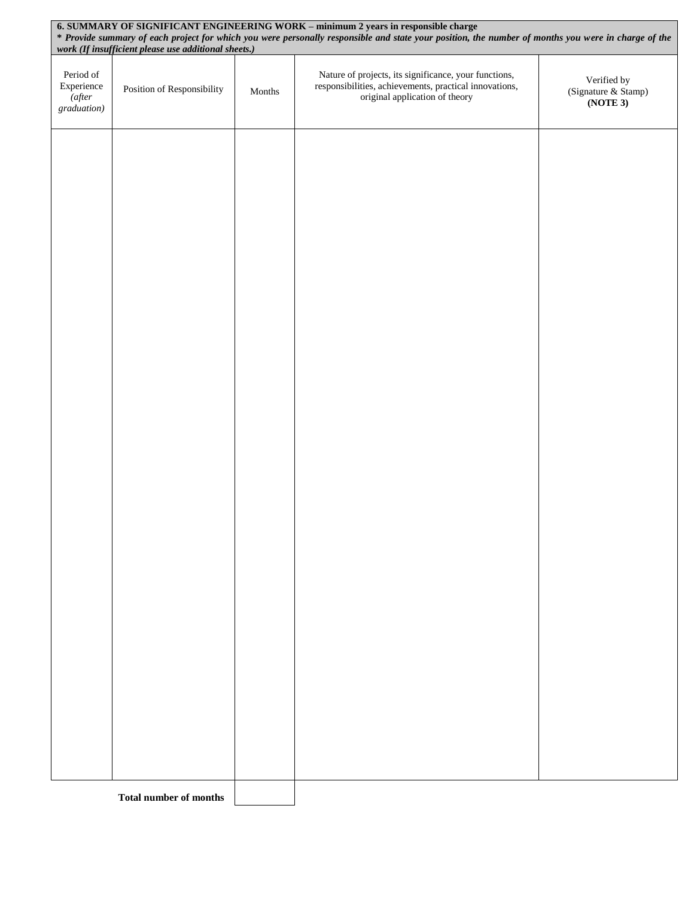**6. SUMMARY OF SIGNIFICANT ENGINEERING WORK – minimum 2 years in responsible charge**

***\* Provide summary of each project for which you were personally responsible and state your position, the number of months you were in charge of the work (If insufficient please use additional sheets.)***

| Period of Experience *(after graduation)* | Position of Responsibility | Months | Nature of projects, its significance, your functions, responsibilities, achievements, practical innovations, original application of theory | Verified by (Signature & Stamp) **(NOTE 3)** |
|---|---|---|---|---|
| | | | | |

**Total number of months** | |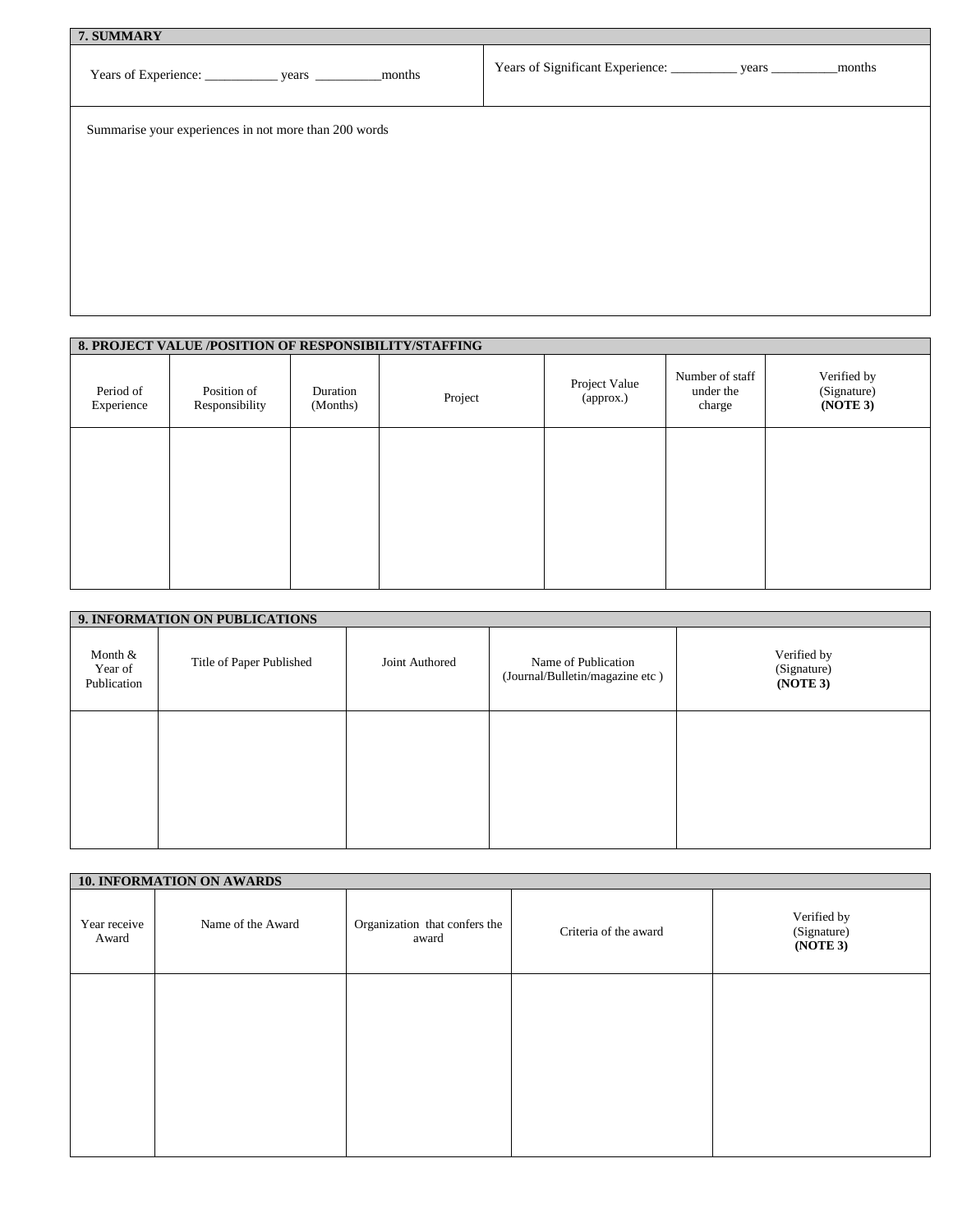## 7. SUMMARY

| Years of Experience: ___________ years __________months | Years of Significant Experience: __________ years __________months |
|---|---|

Summarise your experiences in not more than 200 words

## 8. PROJECT VALUE /POSITION OF RESPONSIBILITY/STAFFING

| Period of Experience | Position of Responsibility | Duration (Months) | Project | Project Value (approx.) | Number of staff under the charge | Verified by (Signature) **(NOTE 3)** |
|---|---|---|---|---|---|---|
| | | | | | | |

## 9. INFORMATION ON PUBLICATIONS

| Month & Year of Publication | Title of Paper Published | Joint Authored | Name of Publication (Journal/Bulletin/magazine etc ) | Verified by (Signature) **(NOTE 3)** |
|---|---|---|---|---|
| | | | | |

## 10. INFORMATION ON AWARDS

| Year receive Award | Name of the Award | Organization that confers the award | Criteria of the award | Verified by (Signature) **(NOTE 3)** |
|---|---|---|---|---|
| | | | | |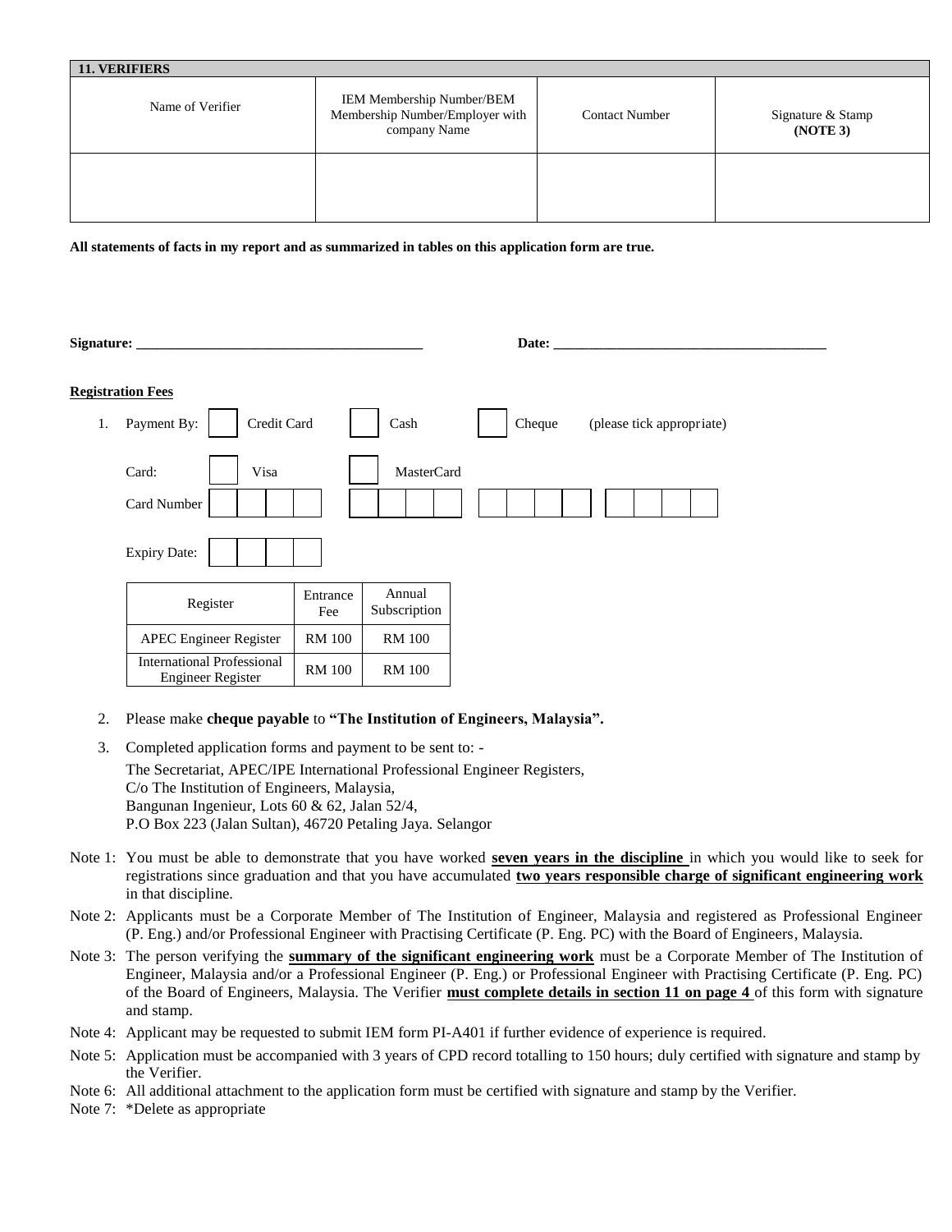| 11. VERIFIERS | | | |
|---|---|---|---|
| Name of Verifier | IEM Membership Number/BEM Membership Number/Employer with company Name | Contact Number | Signature & Stamp **(NOTE 3)** |
| | | | |

**All statements of facts in my report and as summarized in tables on this application form are true.**

**Signature: ________________________________________** **Date: ______________________________________**

**Registration Fees**

1. Payment By: ☐ Credit Card ☐ Cash ☐ Cheque (please tick appropriate)

   Card: ☐ Visa ☐ MasterCard

   Card Number ☐☐☐☐ ☐☐☐☐ ☐☐☐☐ ☐☐☐☐

   Expiry Date: ☐☐☐☐

| Register | Entrance Fee | Annual Subscription |
|---|---|---|
| APEC Engineer Register | RM 100 | RM 100 |
| International Professional Engineer Register | RM 100 | RM 100 |

2. Please make **cheque payable** to **"The Institution of Engineers, Malaysia".**

3. Completed application forms and payment to be sent to: -

   The Secretariat, APEC/IPE International Professional Engineer Registers,
   C/o The Institution of Engineers, Malaysia,
   Bangunan Ingenieur, Lots 60 & 62, Jalan 52/4,
   P.O Box 223 (Jalan Sultan), 46720 Petaling Jaya. Selangor

Note 1: You must be able to demonstrate that you have worked **seven years in the discipline** in which you would like to seek for registrations since graduation and that you have accumulated **two years responsible charge of significant engineering work** in that discipline.

Note 2: Applicants must be a Corporate Member of The Institution of Engineer, Malaysia and registered as Professional Engineer (P. Eng.) and/or Professional Engineer with Practising Certificate (P. Eng. PC) with the Board of Engineers, Malaysia.

Note 3: The person verifying the **summary of the significant engineering work** must be a Corporate Member of The Institution of Engineer, Malaysia and/or a Professional Engineer (P. Eng.) or Professional Engineer with Practising Certificate (P. Eng. PC) of the Board of Engineers, Malaysia. The Verifier **must complete details in section 11 on page 4** of this form with signature and stamp.

Note 4: Applicant may be requested to submit IEM form PI-A401 if further evidence of experience is required.

Note 5: Application must be accompanied with 3 years of CPD record totalling to 150 hours; duly certified with signature and stamp by the Verifier.

Note 6: All additional attachment to the application form must be certified with signature and stamp by the Verifier.

Note 7: *Delete as appropriate